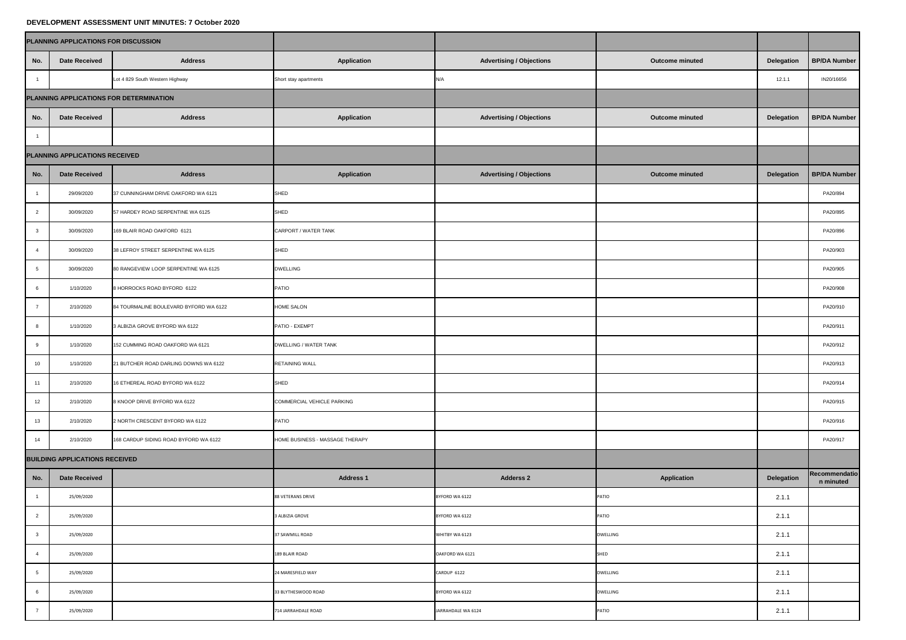**DEVELOPMENT ASSESSMENT UNIT MINUTES: 7 October 2020**

| PLANNING APPLICATIONS FOR DISCUSSION | | | | | | | |
|---|---|---|---|---|---|---|---|
| No. | Date Received | Address | Application | Advertising / Objections | Outcome minuted | Delegation | BP/DA Number |
| 1 | | Lot 4 829 South Western Highway | Short stay apartments | N/A | | 12.1.1 | IN20/16656 |
| **PLANNING APPLICATIONS FOR DETERMINATION** | | | | | | | |
| No. | Date Received | Address | Application | Advertising / Objections | Outcome minuted | Delegation | BP/DA Number |
| 1 | | | | | | | |
| **PLANNING APPLICATIONS RECEIVED** | | | | | | | |
| No. | Date Received | Address | Application | Advertising / Objections | Outcome minuted | Delegation | BP/DA Number |
| 1 | 29/09/2020 | 37 CUNNINGHAM DRIVE OAKFORD WA 6121 | SHED | | | | PA20/894 |
| 2 | 30/09/2020 | 57 HARDEY ROAD SERPENTINE WA 6125 | SHED | | | | PA20/895 |
| 3 | 30/09/2020 | 169 BLAIR ROAD OAKFORD 6121 | CARPORT / WATER TANK | | | | PA20/896 |
| 4 | 30/09/2020 | 38 LEFROY STREET SERPENTINE WA 6125 | SHED | | | | PA20/903 |
| 5 | 30/09/2020 | 80 RANGEVIEW LOOP SERPENTINE WA 6125 | DWELLING | | | | PA20/905 |
| 6 | 1/10/2020 | 8 HORROCKS ROAD BYFORD 6122 | PATIO | | | | PA20/908 |
| 7 | 2/10/2020 | 84 TOURMALINE BOULEVARD BYFORD WA 6122 | HOME SALON | | | | PA20/910 |
| 8 | 1/10/2020 | 3 ALBIZIA GROVE BYFORD WA 6122 | PATIO - EXEMPT | | | | PA20/911 |
| 9 | 1/10/2020 | 152 CUMMING ROAD OAKFORD WA 6121 | DWELLING / WATER TANK | | | | PA20/912 |
| 10 | 1/10/2020 | 21 BUTCHER ROAD DARLING DOWNS WA 6122 | RETAINING WALL | | | | PA20/913 |
| 11 | 2/10/2020 | 16 ETHEREAL ROAD BYFORD WA 6122 | SHED | | | | PA20/914 |
| 12 | 2/10/2020 | 8 KNOOP DRIVE BYFORD WA 6122 | COMMERCIAL VEHICLE PARKING | | | | PA20/915 |
| 13 | 2/10/2020 | 2 NORTH CRESCENT BYFORD WA 6122 | PATIO | | | | PA20/916 |
| 14 | 2/10/2020 | 168 CARDUP SIDING ROAD BYFORD WA 6122 | HOME BUSINESS - MASSAGE THERAPY | | | | PA20/917 |
| **BUILDING APPLICATIONS RECEIVED** | | | | | | | |
| No. | Date Received | | Address 1 | Adderss 2 | Application | Delegation | Recommendation minuted |
| 1 | 25/09/2020 | | 88 VETERANS DRIVE | BYFORD WA 6122 | PATIO | 2.1.1 | |
| 2 | 25/09/2020 | | 3 ALBIZIA GROVE | BYFORD WA 6122 | PATIO | 2.1.1 | |
| 3 | 25/09/2020 | | 37 SAWMILL ROAD | WHITBY WA 6123 | DWELLING | 2.1.1 | |
| 4 | 25/09/2020 | | 189 BLAIR ROAD | OAKFORD WA 6121 | SHED | 2.1.1 | |
| 5 | 25/09/2020 | | 24 MARESFIELD WAY | CARDUP 6122 | DWELLING | 2.1.1 | |
| 6 | 25/09/2020 | | 33 BLYTHESWOOD ROAD | BYFORD WA 6122 | DWELLING | 2.1.1 | |
| 7 | 25/09/2020 | | 714 JARRAHDALE ROAD | JARRAHDALE WA 6124 | PATIO | 2.1.1 | |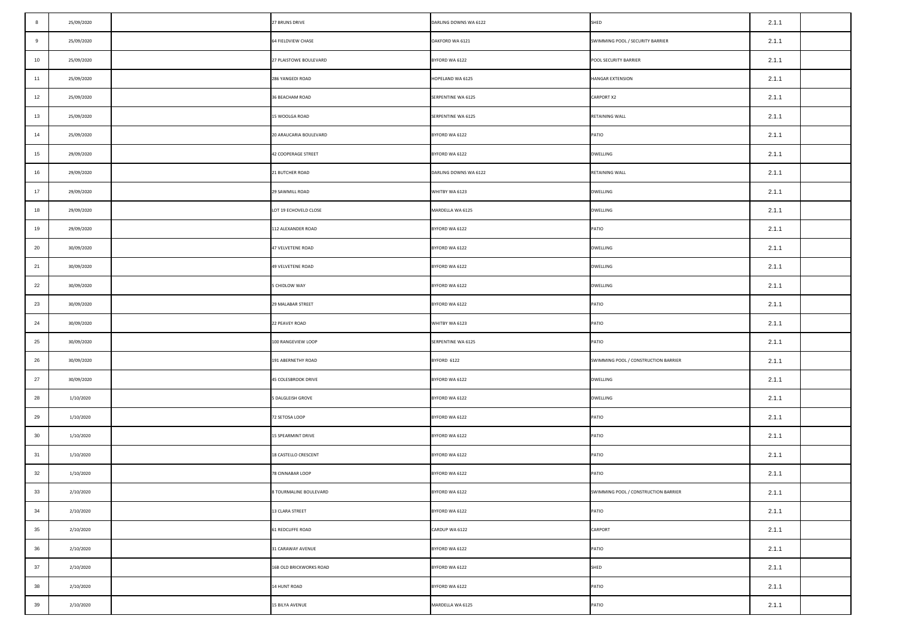| | | | | | | | |
|---|---|---|---|---|---|---|---|
| 8 | 25/09/2020 | | 27 BRUNS DRIVE | DARLING DOWNS WA 6122 | SHED | 2.1.1 | |
| 9 | 25/09/2020 | | 64 FIELDVIEW CHASE | OAKFORD WA 6121 | SWIMMING POOL / SECURITY BARRIER | 2.1.1 | |
| 10 | 25/09/2020 | | 27 PLAISTOWE BOULEVARD | BYFORD WA 6122 | POOL SECURITY BARRIER | 2.1.1 | |
| 11 | 25/09/2020 | | 286 YANGEDI ROAD | HOPELAND WA 6125 | HANGAR EXTENSION | 2.1.1 | |
| 12 | 25/09/2020 | | 36 BEACHAM ROAD | SERPENTINE WA 6125 | CARPORT X2 | 2.1.1 | |
| 13 | 25/09/2020 | | 15 WOOLGA ROAD | SERPENTINE WA 6125 | RETAINING WALL | 2.1.1 | |
| 14 | 25/09/2020 | | 20 ARAUCARIA BOULEVARD | BYFORD WA 6122 | PATIO | 2.1.1 | |
| 15 | 29/09/2020 | | 42 COOPERAGE STREET | BYFORD WA 6122 | DWELLING | 2.1.1 | |
| 16 | 29/09/2020 | | 21 BUTCHER ROAD | DARLING DOWNS WA 6122 | RETAINING WALL | 2.1.1 | |
| 17 | 29/09/2020 | | 29 SAWMILL ROAD | WHITBY WA 6123 | DWELLING | 2.1.1 | |
| 18 | 29/09/2020 | | LOT 19 ECHOVELD CLOSE | MARDELLA WA 6125 | DWELLING | 2.1.1 | |
| 19 | 29/09/2020 | | 112 ALEXANDER ROAD | BYFORD WA 6122 | PATIO | 2.1.1 | |
| 20 | 30/09/2020 | | 47 VELVETENE ROAD | BYFORD WA 6122 | DWELLING | 2.1.1 | |
| 21 | 30/09/2020 | | 49 VELVETENE ROAD | BYFORD WA 6122 | DWELLING | 2.1.1 | |
| 22 | 30/09/2020 | | 5 CHIDLOW WAY | BYFORD WA 6122 | DWELLING | 2.1.1 | |
| 23 | 30/09/2020 | | 29 MALABAR STREET | BYFORD WA 6122 | PATIO | 2.1.1 | |
| 24 | 30/09/2020 | | 22 PEAVEY ROAD | WHITBY WA 6123 | PATIO | 2.1.1 | |
| 25 | 30/09/2020 | | 100 RANGEVIEW LOOP | SERPENTINE WA 6125 | PATIO | 2.1.1 | |
| 26 | 30/09/2020 | | 191 ABERNETHY ROAD | BYFORD 6122 | SWIMMING POOL / CONSTRUCTION BARRIER | 2.1.1 | |
| 27 | 30/09/2020 | | 45 COLESBROOK DRIVE | BYFORD WA 6122 | DWELLING | 2.1.1 | |
| 28 | 1/10/2020 | | 5 DALGLEISH GROVE | BYFORD WA 6122 | DWELLING | 2.1.1 | |
| 29 | 1/10/2020 | | 72 SETOSA LOOP | BYFORD WA 6122 | PATIO | 2.1.1 | |
| 30 | 1/10/2020 | | 15 SPEARMINT DRIVE | BYFORD WA 6122 | PATIO | 2.1.1 | |
| 31 | 1/10/2020 | | 18 CASTELLO CRESCENT | BYFORD WA 6122 | PATIO | 2.1.1 | |
| 32 | 1/10/2020 | | 78 CINNABAR LOOP | BYFORD WA 6122 | PATIO | 2.1.1 | |
| 33 | 2/10/2020 | | 8 TOURMALINE BOULEVARD | BYFORD WA 6122 | SWIMMING POOL / CONSTRUCTION BARRIER | 2.1.1 | |
| 34 | 2/10/2020 | | 13 CLARA STREET | BYFORD WA 6122 | PATIO | 2.1.1 | |
| 35 | 2/10/2020 | | 61 REDCLIFFE ROAD | CARDUP WA 6122 | CARPORT | 2.1.1 | |
| 36 | 2/10/2020 | | 31 CARAWAY AVENUE | BYFORD WA 6122 | PATIO | 2.1.1 | |
| 37 | 2/10/2020 | | 16B OLD BRICKWORKS ROAD | BYFORD WA 6122 | SHED | 2.1.1 | |
| 38 | 2/10/2020 | | 14 HUNT ROAD | BYFORD WA 6122 | PATIO | 2.1.1 | |
| 39 | 2/10/2020 | | 15 BILYA AVENUE | MARDELLA WA 6125 | PATIO | 2.1.1 | |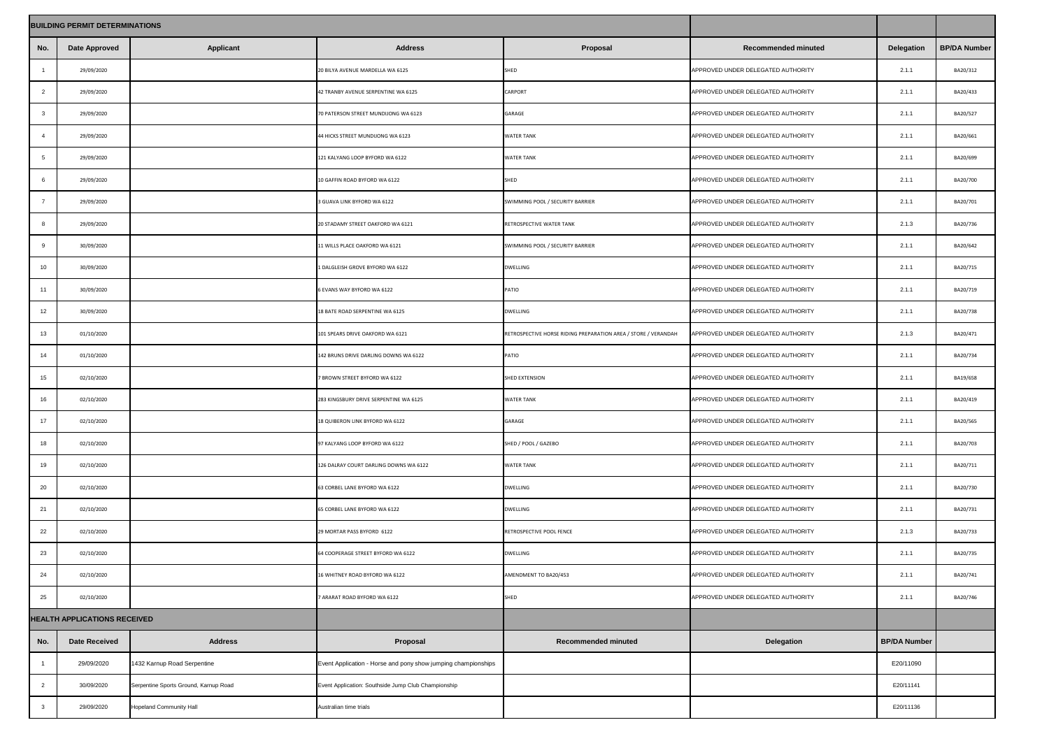## BUILDING PERMIT DETERMINATIONS

| No. | Date Approved | Applicant | Address | Proposal | Recommended minuted | Delegation | BP/DA Number |
|---|---|---|---|---|---|---|---|
| 1 | 29/09/2020 | | 20 BILYA AVENUE MARDELLA WA 6125 | SHED | APPROVED UNDER DELEGATED AUTHORITY | 2.1.1 | BA20/312 |
| 2 | 29/09/2020 | | 42 TRANBY AVENUE SERPENTINE WA 6125 | CARPORT | APPROVED UNDER DELEGATED AUTHORITY | 2.1.1 | BA20/433 |
| 3 | 29/09/2020 | | 70 PATERSON STREET MUNDIJONG WA 6123 | GARAGE | APPROVED UNDER DELEGATED AUTHORITY | 2.1.1 | BA20/527 |
| 4 | 29/09/2020 | | 44 HICKS STREET MUNDIJONG WA 6123 | WATER TANK | APPROVED UNDER DELEGATED AUTHORITY | 2.1.1 | BA20/661 |
| 5 | 29/09/2020 | | 121 KALYANG LOOP BYFORD WA 6122 | WATER TANK | APPROVED UNDER DELEGATED AUTHORITY | 2.1.1 | BA20/699 |
| 6 | 29/09/2020 | | 10 GAFFIN ROAD BYFORD WA 6122 | SHED | APPROVED UNDER DELEGATED AUTHORITY | 2.1.1 | BA20/700 |
| 7 | 29/09/2020 | | 3 GUAVA LINK BYFORD WA 6122 | SWIMMING POOL / SECURITY BARRIER | APPROVED UNDER DELEGATED AUTHORITY | 2.1.1 | BA20/701 |
| 8 | 29/09/2020 | | 20 STADAMY STREET OAKFORD WA 6121 | RETROSPECTIVE WATER TANK | APPROVED UNDER DELEGATED AUTHORITY | 2.1.3 | BA20/736 |
| 9 | 30/09/2020 | | 11 WILLS PLACE OAKFORD WA 6121 | SWIMMING POOL / SECURITY BARRIER | APPROVED UNDER DELEGATED AUTHORITY | 2.1.1 | BA20/642 |
| 10 | 30/09/2020 | | 1 DALGLEISH GROVE BYFORD WA 6122 | DWELLING | APPROVED UNDER DELEGATED AUTHORITY | 2.1.1 | BA20/715 |
| 11 | 30/09/2020 | | 6 EVANS WAY BYFORD WA 6122 | PATIO | APPROVED UNDER DELEGATED AUTHORITY | 2.1.1 | BA20/719 |
| 12 | 30/09/2020 | | 18 BATE ROAD SERPENTINE WA 6125 | DWELLING | APPROVED UNDER DELEGATED AUTHORITY | 2.1.1 | BA20/738 |
| 13 | 01/10/2020 | | 101 SPEARS DRIVE OAKFORD WA 6121 | RETROSPECTIVE HORSE RIDING PREPARATION AREA / STORE / VERANDAH | APPROVED UNDER DELEGATED AUTHORITY | 2.1.3 | BA20/471 |
| 14 | 01/10/2020 | | 142 BRUNS DRIVE DARLING DOWNS WA 6122 | PATIO | APPROVED UNDER DELEGATED AUTHORITY | 2.1.1 | BA20/734 |
| 15 | 02/10/2020 | | 7 BROWN STREET BYFORD WA 6122 | SHED EXTENSION | APPROVED UNDER DELEGATED AUTHORITY | 2.1.1 | BA19/658 |
| 16 | 02/10/2020 | | 283 KINGSBURY DRIVE SERPENTINE WA 6125 | WATER TANK | APPROVED UNDER DELEGATED AUTHORITY | 2.1.1 | BA20/419 |
| 17 | 02/10/2020 | | 18 QUIBERON LINK BYFORD WA 6122 | GARAGE | APPROVED UNDER DELEGATED AUTHORITY | 2.1.1 | BA20/565 |
| 18 | 02/10/2020 | | 97 KALYANG LOOP BYFORD WA 6122 | SHED / POOL / GAZEBO | APPROVED UNDER DELEGATED AUTHORITY | 2.1.1 | BA20/703 |
| 19 | 02/10/2020 | | 126 DALRAY COURT DARLING DOWNS WA 6122 | WATER TANK | APPROVED UNDER DELEGATED AUTHORITY | 2.1.1 | BA20/711 |
| 20 | 02/10/2020 | | 63 CORBEL LANE BYFORD WA 6122 | DWELLING | APPROVED UNDER DELEGATED AUTHORITY | 2.1.1 | BA20/730 |
| 21 | 02/10/2020 | | 65 CORBEL LANE BYFORD WA 6122 | DWELLING | APPROVED UNDER DELEGATED AUTHORITY | 2.1.1 | BA20/731 |
| 22 | 02/10/2020 | | 29 MORTAR PASS BYFORD 6122 | RETROSPECTIVE POOL FENCE | APPROVED UNDER DELEGATED AUTHORITY | 2.1.3 | BA20/733 |
| 23 | 02/10/2020 | | 64 COOPERAGE STREET BYFORD WA 6122 | DWELLING | APPROVED UNDER DELEGATED AUTHORITY | 2.1.1 | BA20/735 |
| 24 | 02/10/2020 | | 16 WHITNEY ROAD BYFORD WA 6122 | AMENDMENT TO BA20/453 | APPROVED UNDER DELEGATED AUTHORITY | 2.1.1 | BA20/741 |
| 25 | 02/10/2020 | | 7 ARARAT ROAD BYFORD WA 6122 | SHED | APPROVED UNDER DELEGATED AUTHORITY | 2.1.1 | BA20/746 |

## HEALTH APPLICATIONS RECEIVED

| No. | Date Received | Address | Proposal | Recommended minuted | Delegation | BP/DA Number |
|---|---|---|---|---|---|---|
| 1 | 29/09/2020 | 1432 Karnup Road Serpentine | Event Application - Horse and pony show jumping championships | | | E20/11090 |
| 2 | 30/09/2020 | Serpentine Sports Ground, Karnup Road | Event Application: Southside Jump Club Championship | | | E20/11141 |
| 3 | 29/09/2020 | Hopeland Community Hall | Australian time trials | | | E20/11136 |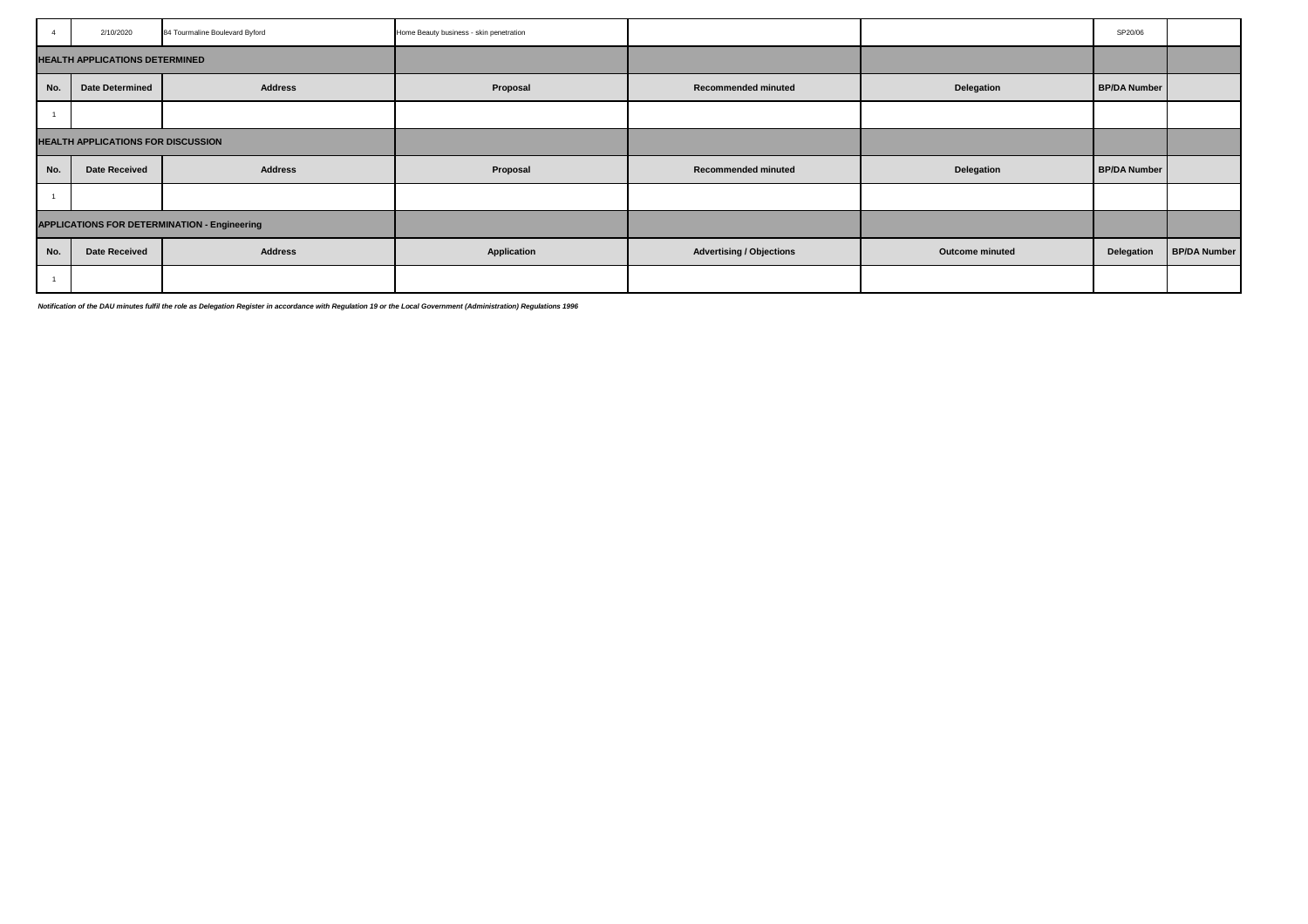| | | | | | | | |
|---|---|---|---|---|---|---|---|
| 4 | 2/10/2020 | 84 Tourmaline Boulevard Byford | Home Beauty business - skin penetration | | | SP20/06 | |
| **HEALTH APPLICATIONS DETERMINED** | | | | | | | |
| **No.** | **Date Determined** | **Address** | **Proposal** | **Recommended minuted** | **Delegation** | **BP/DA Number** | |
| 1 | | | | | | | |
| **HEALTH APPLICATIONS FOR DISCUSSION** | | | | | | | |
| **No.** | **Date Received** | **Address** | **Proposal** | **Recommended minuted** | **Delegation** | **BP/DA Number** | |
| 1 | | | | | | | |
| **APPLICATIONS FOR DETERMINATION - Engineering** | | | | | | | |
| **No.** | **Date Received** | **Address** | **Application** | **Advertising / Objections** | **Outcome minuted** | **Delegation** | **BP/DA Number** |
| 1 | | | | | | | |

***Notification of the DAU minutes fulfil the role as Delegation Register in accordance with Regulation 19 or the Local Government (Administration) Regulations 1996***